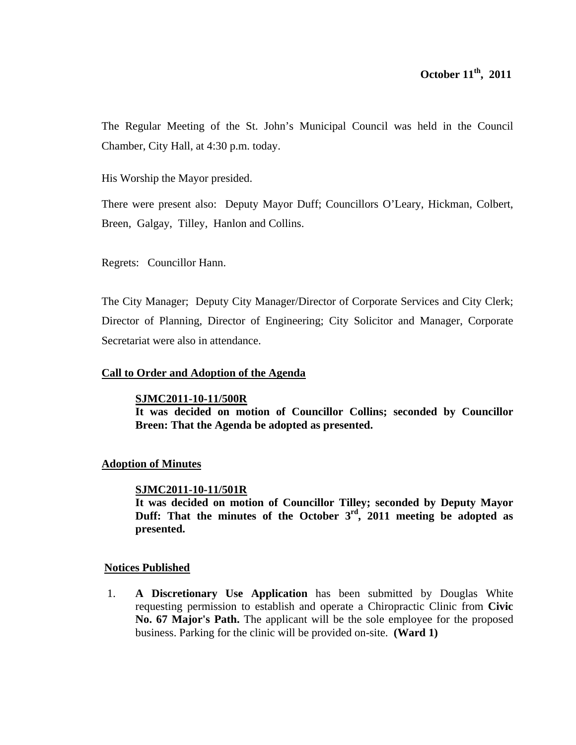**October 11th, 2011**

The Regular Meeting of the St. John's Municipal Council was held in the Council Chamber, City Hall, at 4:30 p.m. today.

His Worship the Mayor presided.

There were present also: Deputy Mayor Duff; Councillors O'Leary, Hickman, Colbert, Breen, Galgay, Tilley, Hanlon and Collins.

Regrets: Councillor Hann.

The City Manager; Deputy City Manager/Director of Corporate Services and City Clerk; Director of Planning, Director of Engineering; City Solicitor and Manager, Corporate Secretariat were also in attendance.

## Call to Order and Adoption of the Agenda

**SJMC2011-10-11/500R**
**It was decided on motion of Councillor Collins; seconded by Councillor Breen: That the Agenda be adopted as presented.**

## Adoption of Minutes

**SJMC2011-10-11/501R**
**It was decided on motion of Councillor Tilley; seconded by Deputy Mayor Duff: That the minutes of the October 3rd, 2011 meeting be adopted as presented.**

## Notices Published

1. **A Discretionary Use Application** has been submitted by Douglas White requesting permission to establish and operate a Chiropractic Clinic from **Civic No. 67 Major's Path.** The applicant will be the sole employee for the proposed business. Parking for the clinic will be provided on-site. **(Ward 1)**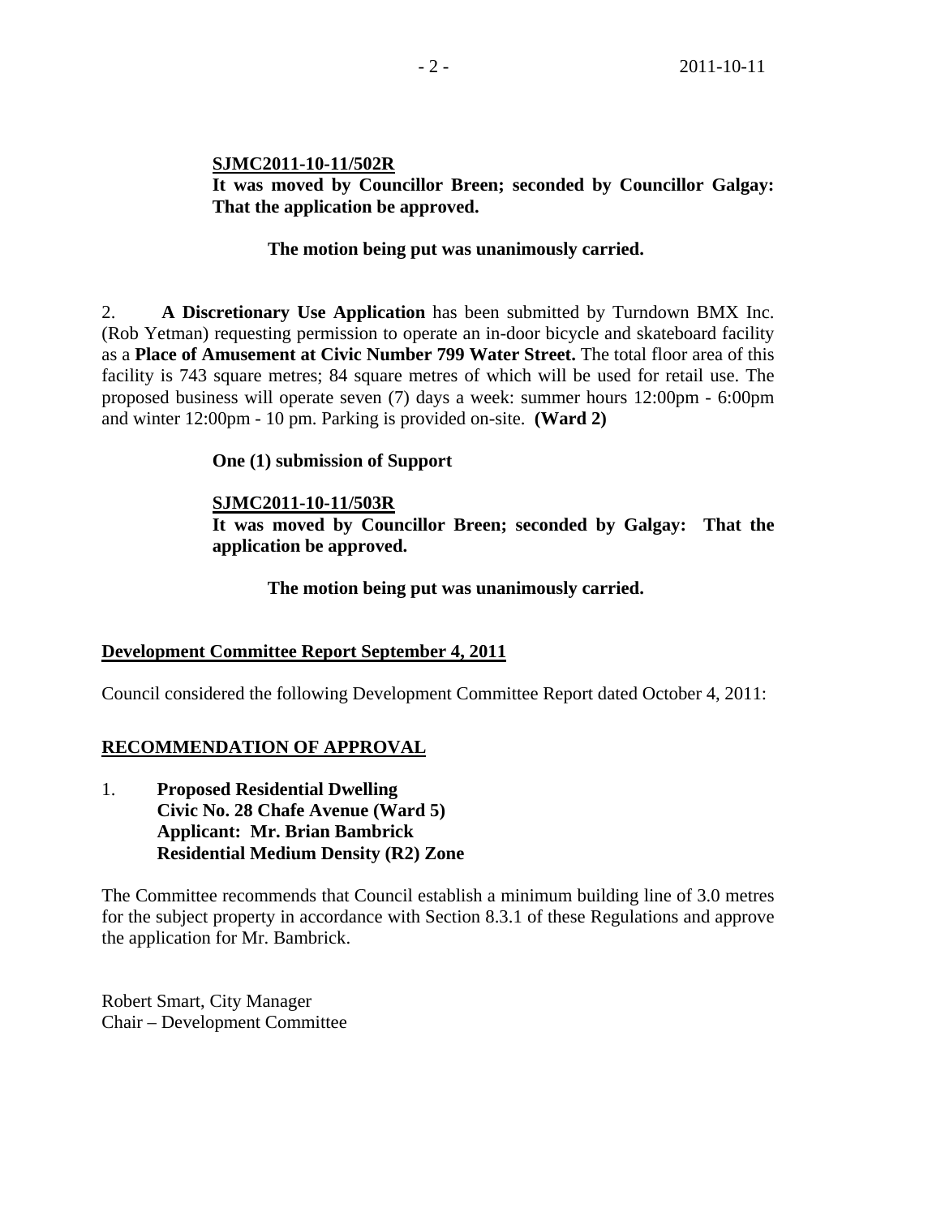**SJMC2011-10-11/502R**
**It was moved by Councillor Breen; seconded by Councillor Galgay: That the application be approved.**

**The motion being put was unanimously carried.**

2. **A Discretionary Use Application** has been submitted by Turndown BMX Inc. (Rob Yetman) requesting permission to operate an in-door bicycle and skateboard facility as a **Place of Amusement at Civic Number 799 Water Street.** The total floor area of this facility is 743 square metres; 84 square metres of which will be used for retail use. The proposed business will operate seven (7) days a week: summer hours 12:00pm - 6:00pm and winter 12:00pm - 10 pm. Parking is provided on-site. **(Ward 2)**

**One (1) submission of Support**

**SJMC2011-10-11/503R**
**It was moved by Councillor Breen; seconded by Galgay: That the application be approved.**

**The motion being put was unanimously carried.**

**Development Committee Report September 4, 2011**

Council considered the following Development Committee Report dated October 4, 2011:

**RECOMMENDATION OF APPROVAL**

1. **Proposed Residential Dwelling**
   **Civic No. 28 Chafe Avenue (Ward 5)**
   **Applicant: Mr. Brian Bambrick**
   **Residential Medium Density (R2) Zone**

The Committee recommends that Council establish a minimum building line of 3.0 metres for the subject property in accordance with Section 8.3.1 of these Regulations and approve the application for Mr. Bambrick.

Robert Smart, City Manager
Chair – Development Committee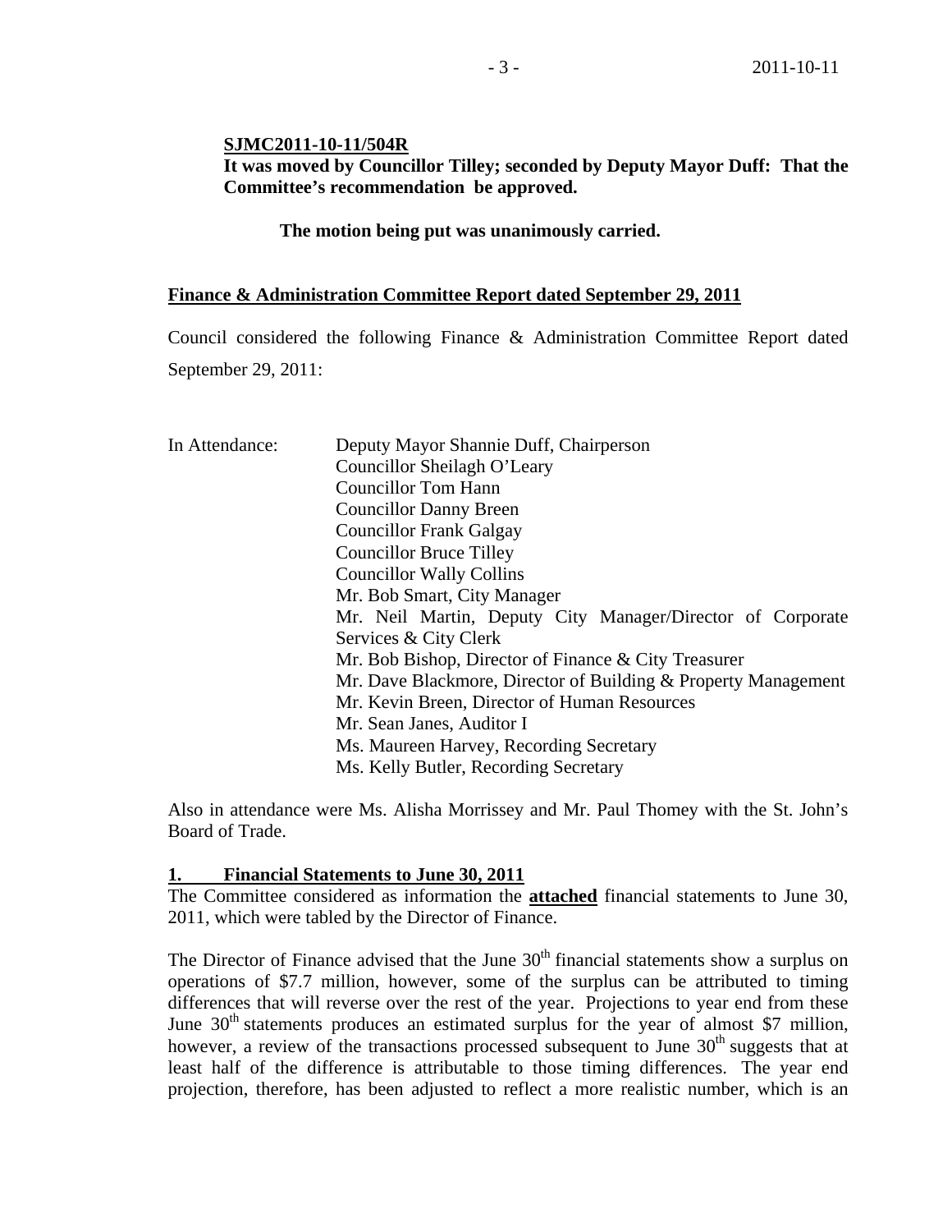**SJMC2011-10-11/504R**
**It was moved by Councillor Tilley; seconded by Deputy Mayor Duff: That the Committee's recommendation be approved.**

**The motion being put was unanimously carried.**

**Finance & Administration Committee Report dated September 29, 2011**

Council considered the following Finance & Administration Committee Report dated September 29, 2011:

In Attendance:
Deputy Mayor Shannie Duff, Chairperson
Councillor Sheilagh O'Leary
Councillor Tom Hann
Councillor Danny Breen
Councillor Frank Galgay
Councillor Bruce Tilley
Councillor Wally Collins
Mr. Bob Smart, City Manager
Mr. Neil Martin, Deputy City Manager/Director of Corporate Services & City Clerk
Mr. Bob Bishop, Director of Finance & City Treasurer
Mr. Dave Blackmore, Director of Building & Property Management
Mr. Kevin Breen, Director of Human Resources
Mr. Sean Janes, Auditor I
Ms. Maureen Harvey, Recording Secretary
Ms. Kelly Butler, Recording Secretary

Also in attendance were Ms. Alisha Morrissey and Mr. Paul Thomey with the St. John's Board of Trade.

**1. Financial Statements to June 30, 2011**

The Committee considered as information the **attached** financial statements to June 30, 2011, which were tabled by the Director of Finance.

The Director of Finance advised that the June 30th financial statements show a surplus on operations of $7.7 million, however, some of the surplus can be attributed to timing differences that will reverse over the rest of the year. Projections to year end from these June 30th statements produces an estimated surplus for the year of almost $7 million, however, a review of the transactions processed subsequent to June 30th suggests that at least half of the difference is attributable to those timing differences. The year end projection, therefore, has been adjusted to reflect a more realistic number, which is an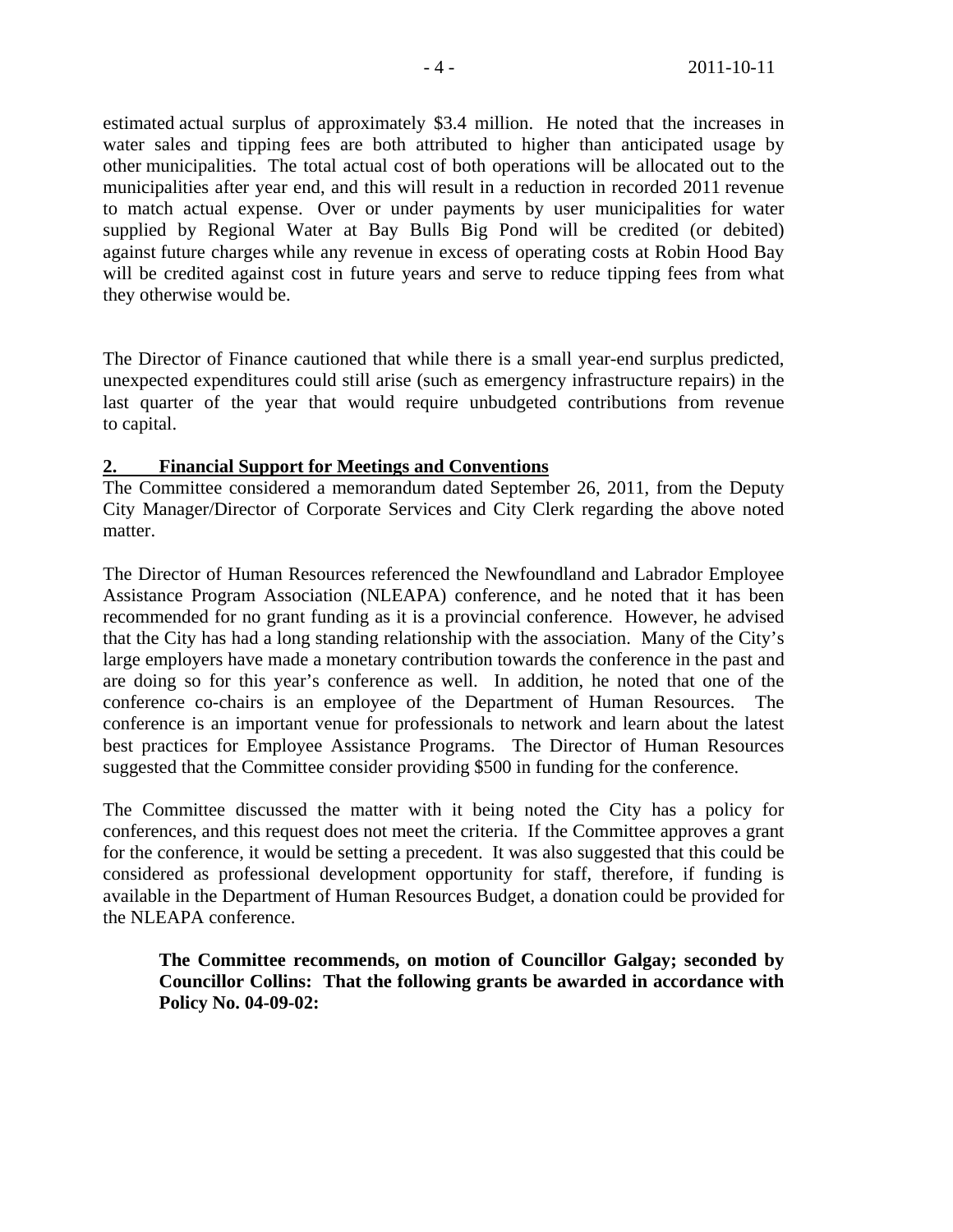estimated actual surplus of approximately $3.4 million. He noted that the increases in water sales and tipping fees are both attributed to higher than anticipated usage by other municipalities. The total actual cost of both operations will be allocated out to the municipalities after year end, and this will result in a reduction in recorded 2011 revenue to match actual expense. Over or under payments by user municipalities for water supplied by Regional Water at Bay Bulls Big Pond will be credited (or debited) against future charges while any revenue in excess of operating costs at Robin Hood Bay will be credited against cost in future years and serve to reduce tipping fees from what they otherwise would be.

The Director of Finance cautioned that while there is a small year-end surplus predicted, unexpected expenditures could still arise (such as emergency infrastructure repairs) in the last quarter of the year that would require unbudgeted contributions from revenue to capital.

## 2. Financial Support for Meetings and Conventions

The Committee considered a memorandum dated September 26, 2011, from the Deputy City Manager/Director of Corporate Services and City Clerk regarding the above noted matter.

The Director of Human Resources referenced the Newfoundland and Labrador Employee Assistance Program Association (NLEAPA) conference, and he noted that it has been recommended for no grant funding as it is a provincial conference. However, he advised that the City has had a long standing relationship with the association. Many of the City's large employers have made a monetary contribution towards the conference in the past and are doing so for this year's conference as well. In addition, he noted that one of the conference co-chairs is an employee of the Department of Human Resources. The conference is an important venue for professionals to network and learn about the latest best practices for Employee Assistance Programs. The Director of Human Resources suggested that the Committee consider providing $500 in funding for the conference.

The Committee discussed the matter with it being noted the City has a policy for conferences, and this request does not meet the criteria. If the Committee approves a grant for the conference, it would be setting a precedent. It was also suggested that this could be considered as professional development opportunity for staff, therefore, if funding is available in the Department of Human Resources Budget, a donation could be provided for the NLEAPA conference.

**The Committee recommends, on motion of Councillor Galgay; seconded by Councillor Collins: That the following grants be awarded in accordance with Policy No. 04-09-02:**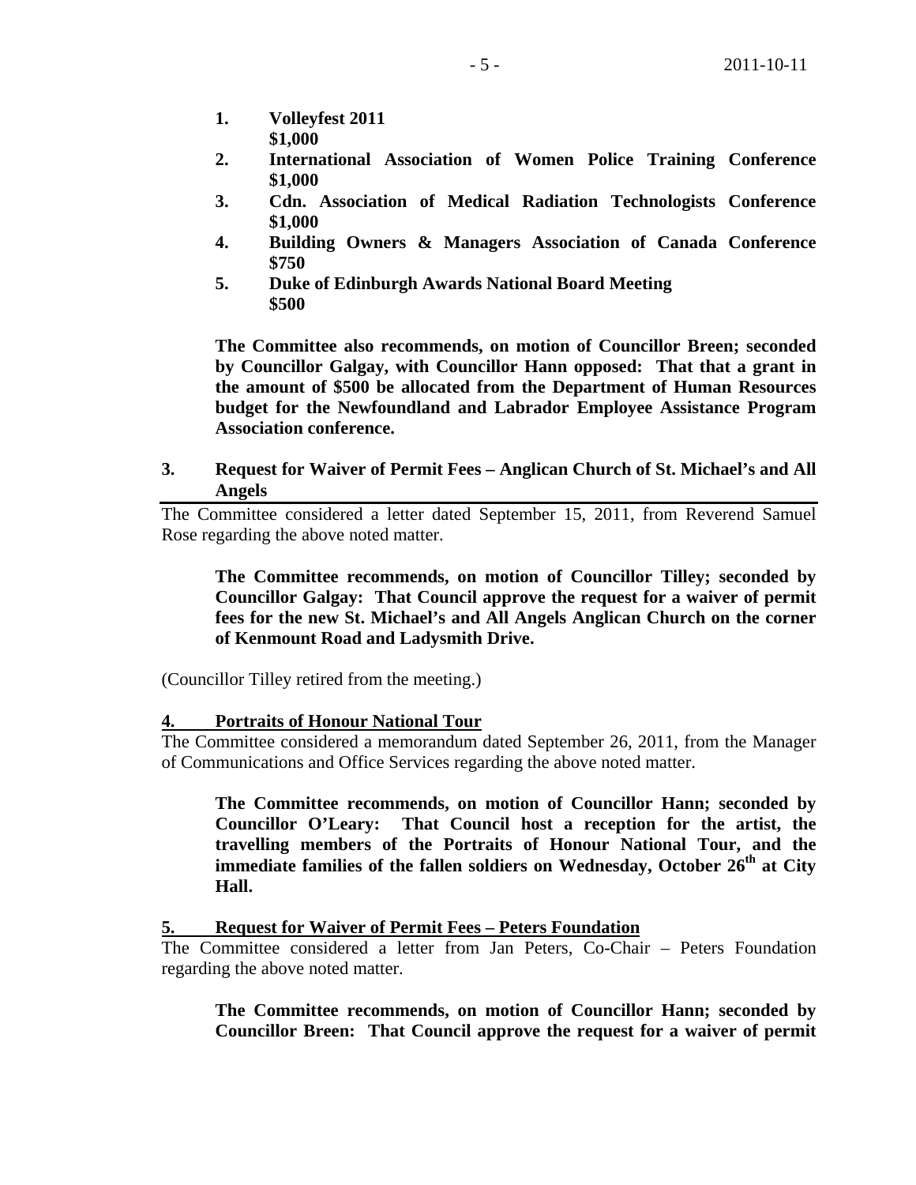1. **Volleyfest 2011**
   **$1,000**
2. **International Association of Women Police Training Conference $1,000**
3. **Cdn. Association of Medical Radiation Technologists Conference $1,000**
4. **Building Owners & Managers Association of Canada Conference $750**
5. **Duke of Edinburgh Awards National Board Meeting**
   **$500**

**The Committee also recommends, on motion of Councillor Breen; seconded by Councillor Galgay, with Councillor Hann opposed: That that a grant in the amount of $500 be allocated from the Department of Human Resources budget for the Newfoundland and Labrador Employee Assistance Program Association conference.**

**3. Request for Waiver of Permit Fees – Anglican Church of St. Michael's and All Angels**

The Committee considered a letter dated September 15, 2011, from Reverend Samuel Rose regarding the above noted matter.

**The Committee recommends, on motion of Councillor Tilley; seconded by Councillor Galgay: That Council approve the request for a waiver of permit fees for the new St. Michael's and All Angels Anglican Church on the corner of Kenmount Road and Ladysmith Drive.**

(Councillor Tilley retired from the meeting.)

**4. Portraits of Honour National Tour**

The Committee considered a memorandum dated September 26, 2011, from the Manager of Communications and Office Services regarding the above noted matter.

**The Committee recommends, on motion of Councillor Hann; seconded by Councillor O'Leary: That Council host a reception for the artist, the travelling members of the Portraits of Honour National Tour, and the immediate families of the fallen soldiers on Wednesday, October 26th at City Hall.**

**5. Request for Waiver of Permit Fees – Peters Foundation**

The Committee considered a letter from Jan Peters, Co-Chair – Peters Foundation regarding the above noted matter.

**The Committee recommends, on motion of Councillor Hann; seconded by Councillor Breen: That Council approve the request for a waiver of permit**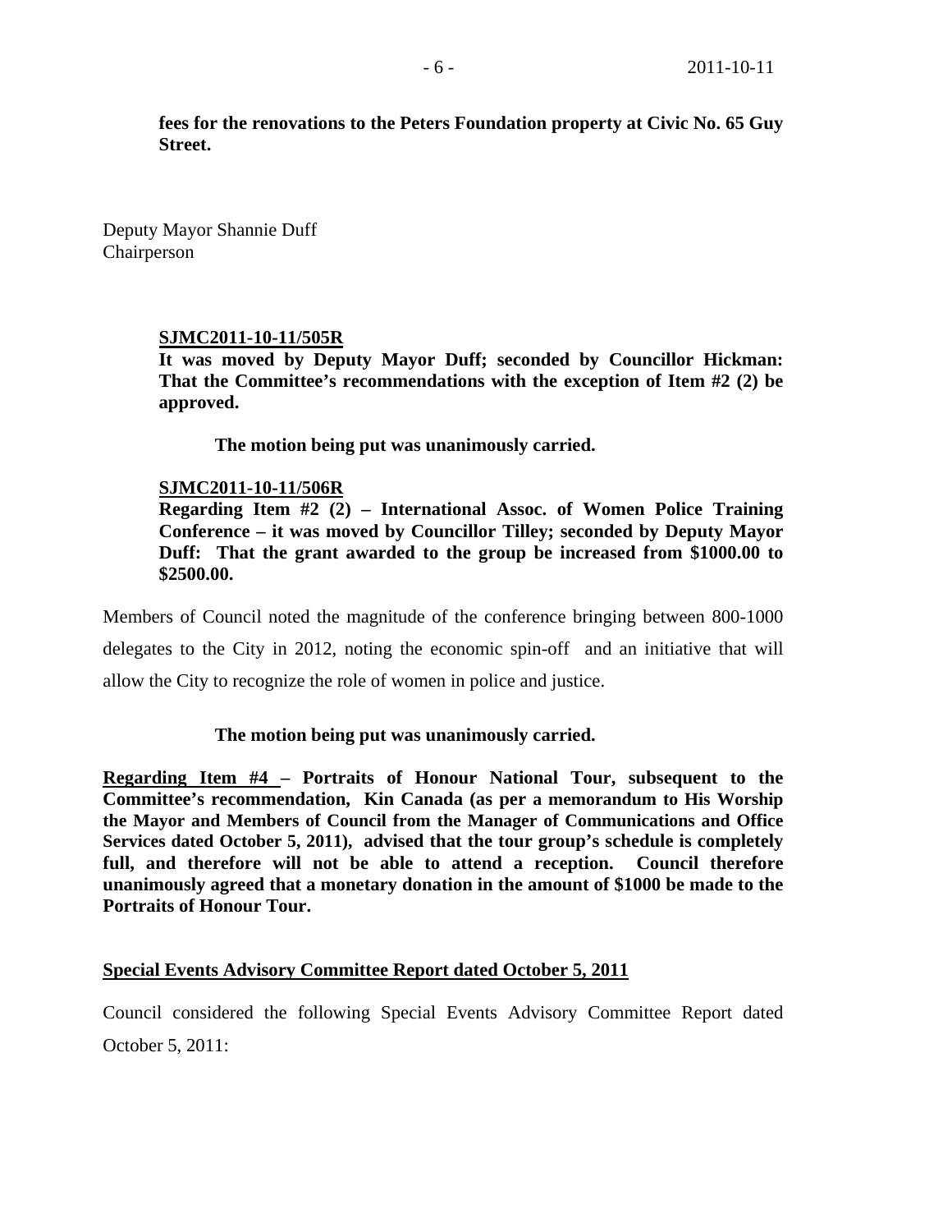**fees for the renovations to the Peters Foundation property at Civic No. 65 Guy Street.**

Deputy Mayor Shannie Duff
Chairperson

**SJMC2011-10-11/505R**
**It was moved by Deputy Mayor Duff; seconded by Councillor Hickman: That the Committee's recommendations with the exception of Item #2 (2) be approved.**

**The motion being put was unanimously carried.**

**SJMC2011-10-11/506R**
**Regarding Item #2 (2) – International Assoc. of Women Police Training Conference – it was moved by Councillor Tilley; seconded by Deputy Mayor Duff: That the grant awarded to the group be increased from $1000.00 to $2500.00.**

Members of Council noted the magnitude of the conference bringing between 800-1000 delegates to the City in 2012, noting the economic spin-off and an initiative that will allow the City to recognize the role of women in police and justice.

**The motion being put was unanimously carried.**

**Regarding Item #4 – Portraits of Honour National Tour, subsequent to the Committee's recommendation, Kin Canada (as per a memorandum to His Worship the Mayor and Members of Council from the Manager of Communications and Office Services dated October 5, 2011), advised that the tour group's schedule is completely full, and therefore will not be able to attend a reception. Council therefore unanimously agreed that a monetary donation in the amount of $1000 be made to the Portraits of Honour Tour.**

## Special Events Advisory Committee Report dated October 5, 2011

Council considered the following Special Events Advisory Committee Report dated October 5, 2011: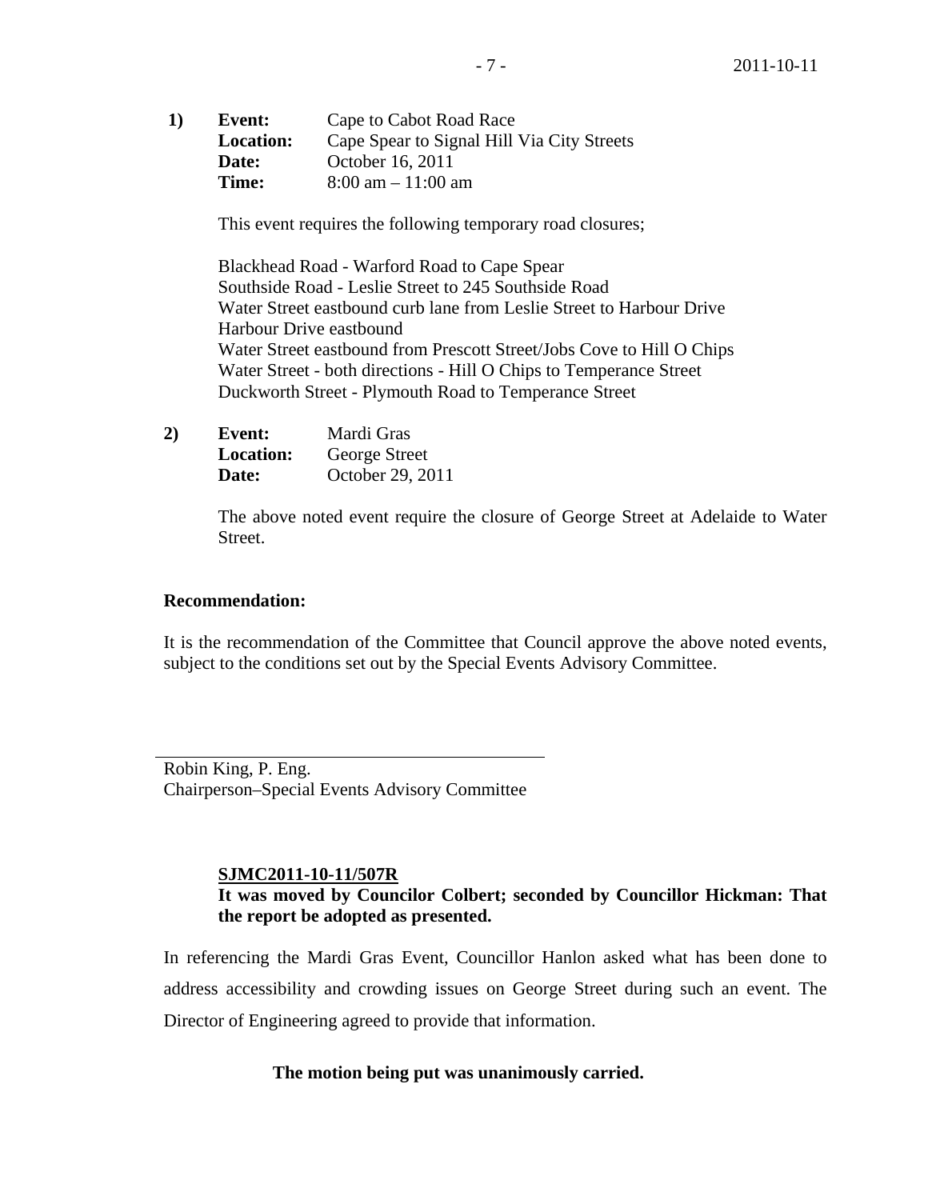**1) Event:** Cape to Cabot Road Race
**Location:** Cape Spear to Signal Hill Via City Streets
**Date:** October 16, 2011
**Time:** 8:00 am – 11:00 am

This event requires the following temporary road closures;

Blackhead Road - Warford Road to Cape Spear
Southside Road - Leslie Street to 245 Southside Road
Water Street eastbound curb lane from Leslie Street to Harbour Drive
Harbour Drive eastbound
Water Street eastbound from Prescott Street/Jobs Cove to Hill O Chips
Water Street - both directions - Hill O Chips to Temperance Street
Duckworth Street - Plymouth Road to Temperance Street

**2) Event:** Mardi Gras
**Location:** George Street
**Date:** October 29, 2011

The above noted event require the closure of George Street at Adelaide to Water Street.

**Recommendation:**

It is the recommendation of the Committee that Council approve the above noted events, subject to the conditions set out by the Special Events Advisory Committee.

Robin King, P. Eng.
Chairperson–Special Events Advisory Committee

**SJMC2011-10-11/507R**
**It was moved by Councilor Colbert; seconded by Councillor Hickman: That the report be adopted as presented.**

In referencing the Mardi Gras Event, Councillor Hanlon asked what has been done to address accessibility and crowding issues on George Street during such an event. The Director of Engineering agreed to provide that information.

**The motion being put was unanimously carried.**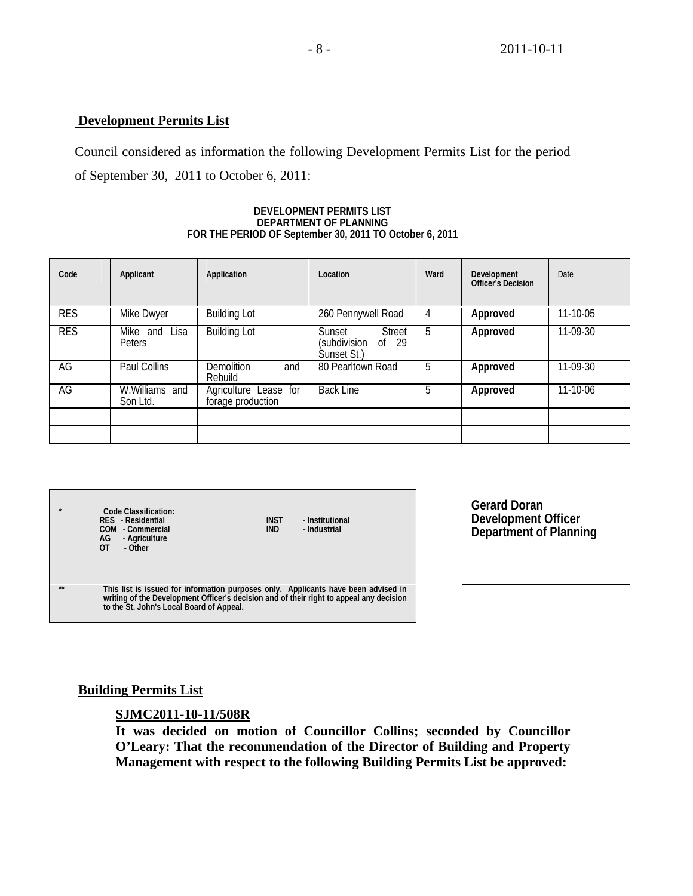**Development Permits List**

Council considered as information the following Development Permits List for the period of September 30, 2011 to October 6, 2011:

**DEVELOPMENT PERMITS LIST**
**DEPARTMENT OF PLANNING**
**FOR THE PERIOD OF September 30, 2011 TO October 6, 2011**

| Code | Applicant | Application | Location | Ward | Development Officer's Decision | Date |
|---|---|---|---|---|---|---|
| RES | Mike Dwyer | Building Lot | 260 Pennywell Road | 4 | **Approved** | 11-10-05 |
| RES | Mike and Lisa Peters | Building Lot | Sunset Street (subdivision of 29 Sunset St.) | 5 | **Approved** | 11-09-30 |
| AG | Paul Collins | Demolition and Rebuild | 80 Pearltown Road | 5 | **Approved** | 11-09-30 |
| AG | W.Williams and Son Ltd. | Agriculture Lease for forage production | Back Line | 5 | **Approved** | 11-10-06 |
| | | | | | | |
| | | | | | | |

| * | Code Classification: | |
|---|---|---|
| | RES - Residential | INST - Institutional |
| | COM - Commercial | IND - Industrial |
| | AG - Agriculture | |
| | OT - Other | |
| ** | This list is issued for information purposes only. Applicants have been advised in writing of the Development Officer's decision and of their right to appeal any decision to the St. John's Local Board of Appeal. | |

**Gerard Doran**
**Development Officer**
**Department of Planning**

**Building Permits List**

**SJMC2011-10-11/508R**

**It was decided on motion of Councillor Collins; seconded by Councillor O'Leary: That the recommendation of the Director of Building and Property Management with respect to the following Building Permits List be approved:**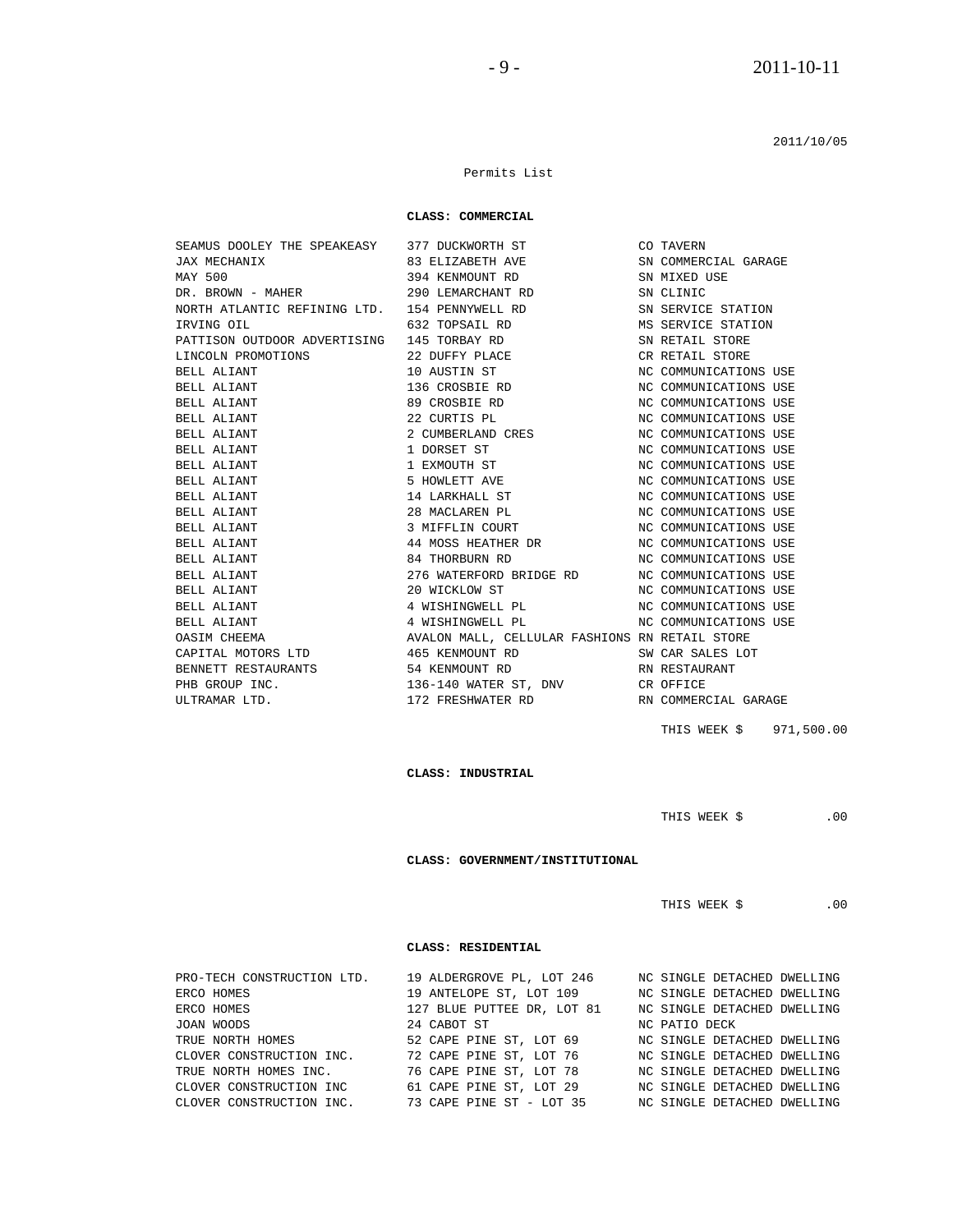2011/10/05

Permits List

**CLASS: COMMERCIAL**

| | | |
|---|---|---|
| SEAMUS DOOLEY THE SPEAKEASY | 377 DUCKWORTH ST | CO TAVERN |
| JAX MECHANIX | 83 ELIZABETH AVE | SN COMMERCIAL GARAGE |
| MAY 500 | 394 KENMOUNT RD | SN MIXED USE |
| DR. BROWN - MAHER | 290 LEMARCHANT RD | SN CLINIC |
| NORTH ATLANTIC REFINING LTD. | 154 PENNYWELL RD | SN SERVICE STATION |
| IRVING OIL | 632 TOPSAIL RD | MS SERVICE STATION |
| PATTISON OUTDOOR ADVERTISING | 145 TORBAY RD | SN RETAIL STORE |
| LINCOLN PROMOTIONS | 22 DUFFY PLACE | CR RETAIL STORE |
| BELL ALIANT | 10 AUSTIN ST | NC COMMUNICATIONS USE |
| BELL ALIANT | 136 CROSBIE RD | NC COMMUNICATIONS USE |
| BELL ALIANT | 89 CROSBIE RD | NC COMMUNICATIONS USE |
| BELL ALIANT | 22 CURTIS PL | NC COMMUNICATIONS USE |
| BELL ALIANT | 2 CUMBERLAND CRES | NC COMMUNICATIONS USE |
| BELL ALIANT | 1 DORSET ST | NC COMMUNICATIONS USE |
| BELL ALIANT | 1 EXMOUTH ST | NC COMMUNICATIONS USE |
| BELL ALIANT | 5 HOWLETT AVE | NC COMMUNICATIONS USE |
| BELL ALIANT | 14 LARKHALL ST | NC COMMUNICATIONS USE |
| BELL ALIANT | 28 MACLAREN PL | NC COMMUNICATIONS USE |
| BELL ALIANT | 3 MIFFLIN COURT | NC COMMUNICATIONS USE |
| BELL ALIANT | 44 MOSS HEATHER DR | NC COMMUNICATIONS USE |
| BELL ALIANT | 84 THORBURN RD | NC COMMUNICATIONS USE |
| BELL ALIANT | 276 WATERFORD BRIDGE RD | NC COMMUNICATIONS USE |
| BELL ALIANT | 20 WICKLOW ST | NC COMMUNICATIONS USE |
| BELL ALIANT | 4 WISHINGWELL PL | NC COMMUNICATIONS USE |
| BELL ALIANT | 4 WISHINGWELL PL | NC COMMUNICATIONS USE |
| OASIM CHEEMA | AVALON MALL, CELLULAR FASHIONS | RN RETAIL STORE |
| CAPITAL MOTORS LTD | 465 KENMOUNT RD | SW CAR SALES LOT |
| BENNETT RESTAURANTS | 54 KENMOUNT RD | RN RESTAURANT |
| PHB GROUP INC. | 136-140 WATER ST, DNV | CR OFFICE |
| ULTRAMAR LTD. | 172 FRESHWATER RD | RN COMMERCIAL GARAGE |

THIS WEEK $ 971,500.00

**CLASS: INDUSTRIAL**

THIS WEEK $ .00

**CLASS: GOVERNMENT/INSTITUTIONAL**

THIS WEEK $ .00

**CLASS: RESIDENTIAL**

| | | |
|---|---|---|
| PRO-TECH CONSTRUCTION LTD. | 19 ALDERGROVE PL, LOT 246 | NC SINGLE DETACHED DWELLING |
| ERCO HOMES | 19 ANTELOPE ST, LOT 109 | NC SINGLE DETACHED DWELLING |
| ERCO HOMES | 127 BLUE PUTTEE DR, LOT 81 | NC SINGLE DETACHED DWELLING |
| JOAN WOODS | 24 CABOT ST | NC PATIO DECK |
| TRUE NORTH HOMES | 52 CAPE PINE ST, LOT 69 | NC SINGLE DETACHED DWELLING |
| CLOVER CONSTRUCTION INC. | 72 CAPE PINE ST, LOT 76 | NC SINGLE DETACHED DWELLING |
| TRUE NORTH HOMES INC. | 76 CAPE PINE ST, LOT 78 | NC SINGLE DETACHED DWELLING |
| CLOVER CONSTRUCTION INC | 61 CAPE PINE ST, LOT 29 | NC SINGLE DETACHED DWELLING |
| CLOVER CONSTRUCTION INC. | 73 CAPE PINE ST - LOT 35 | NC SINGLE DETACHED DWELLING |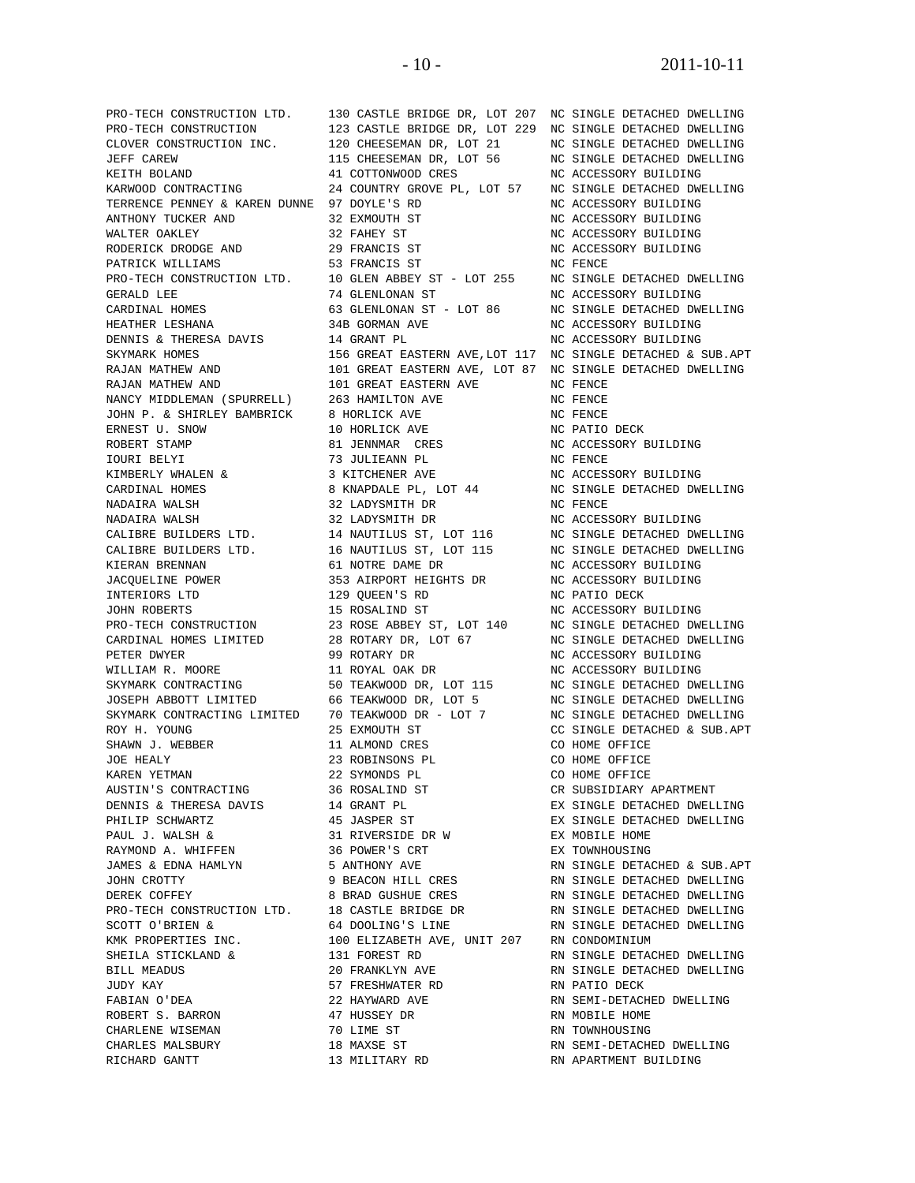| | | |
|---|---|---|
| PRO-TECH CONSTRUCTION LTD. | 130 CASTLE BRIDGE DR, LOT 207 | NC SINGLE DETACHED DWELLING |
| PRO-TECH CONSTRUCTION | 123 CASTLE BRIDGE DR, LOT 229 | NC SINGLE DETACHED DWELLING |
| CLOVER CONSTRUCTION INC. | 120 CHEESEMAN DR, LOT 21 | NC SINGLE DETACHED DWELLING |
| JEFF CAREW | 115 CHEESEMAN DR, LOT 56 | NC SINGLE DETACHED DWELLING |
| KEITH BOLAND | 41 COTTONWOOD CRES | NC ACCESSORY BUILDING |
| KARWOOD CONTRACTING | 24 COUNTRY GROVE PL, LOT 57 | NC SINGLE DETACHED DWELLING |
| TERRENCE PENNEY & KAREN DUNNE | 97 DOYLE'S RD | NC ACCESSORY BUILDING |
| ANTHONY TUCKER AND | 32 EXMOUTH ST | NC ACCESSORY BUILDING |
| WALTER OAKLEY | 32 FAHEY ST | NC ACCESSORY BUILDING |
| RODERICK DRODGE AND | 29 FRANCIS ST | NC ACCESSORY BUILDING |
| PATRICK WILLIAMS | 53 FRANCIS ST | NC FENCE |
| PRO-TECH CONSTRUCTION LTD. | 10 GLEN ABBEY ST - LOT 255 | NC SINGLE DETACHED DWELLING |
| GERALD LEE | 74 GLENLONAN ST | NC ACCESSORY BUILDING |
| CARDINAL HOMES | 63 GLENLONAN ST - LOT 86 | NC SINGLE DETACHED DWELLING |
| HEATHER LESHANA | 34B GORMAN AVE | NC ACCESSORY BUILDING |
| DENNIS & THERESA DAVIS | 14 GRANT PL | NC ACCESSORY BUILDING |
| SKYMARK HOMES | 156 GREAT EASTERN AVE,LOT 117 | NC SINGLE DETACHED & SUB.APT |
| RAJAN MATHEW AND | 101 GREAT EASTERN AVE, LOT 87 | NC SINGLE DETACHED DWELLING |
| RAJAN MATHEW AND | 101 GREAT EASTERN AVE | NC FENCE |
| NANCY MIDDLEMAN (SPURRELL) | 263 HAMILTON AVE | NC FENCE |
| JOHN P. & SHIRLEY BAMBRICK | 8 HORLICK AVE | NC FENCE |
| ERNEST U. SNOW | 10 HORLICK AVE | NC PATIO DECK |
| ROBERT STAMP | 81 JENNMAR CRES | NC ACCESSORY BUILDING |
| IOURI BELYI | 73 JULIEANN PL | NC FENCE |
| KIMBERLY WHALEN & | 3 KITCHENER AVE | NC ACCESSORY BUILDING |
| CARDINAL HOMES | 8 KNAPDALE PL, LOT 44 | NC SINGLE DETACHED DWELLING |
| NADAIRA WALSH | 32 LADYSMITH DR | NC FENCE |
| NADAIRA WALSH | 32 LADYSMITH DR | NC ACCESSORY BUILDING |
| CALIBRE BUILDERS LTD. | 14 NAUTILUS ST, LOT 116 | NC SINGLE DETACHED DWELLING |
| CALIBRE BUILDERS LTD. | 16 NAUTILUS ST, LOT 115 | NC SINGLE DETACHED DWELLING |
| KIERAN BRENNAN | 61 NOTRE DAME DR | NC ACCESSORY BUILDING |
| JACQUELINE POWER | 353 AIRPORT HEIGHTS DR | NC ACCESSORY BUILDING |
| INTERIORS LTD | 129 QUEEN'S RD | NC PATIO DECK |
| JOHN ROBERTS | 15 ROSALIND ST | NC ACCESSORY BUILDING |
| PRO-TECH CONSTRUCTION | 23 ROSE ABBEY ST, LOT 140 | NC SINGLE DETACHED DWELLING |
| CARDINAL HOMES LIMITED | 28 ROTARY DR, LOT 67 | NC SINGLE DETACHED DWELLING |
| PETER DWYER | 99 ROTARY DR | NC ACCESSORY BUILDING |
| WILLIAM R. MOORE | 11 ROYAL OAK DR | NC ACCESSORY BUILDING |
| SKYMARK CONTRACTING | 50 TEAKWOOD DR, LOT 115 | NC SINGLE DETACHED DWELLING |
| JOSEPH ABBOTT LIMITED | 66 TEAKWOOD DR, LOT 5 | NC SINGLE DETACHED DWELLING |
| SKYMARK CONTRACTING LIMITED | 70 TEAKWOOD DR - LOT 7 | NC SINGLE DETACHED DWELLING |
| ROY H. YOUNG | 25 EXMOUTH ST | CC SINGLE DETACHED & SUB.APT |
| SHAWN J. WEBBER | 11 ALMOND CRES | CO HOME OFFICE |
| JOE HEALY | 23 ROBINSONS PL | CO HOME OFFICE |
| KAREN YETMAN | 22 SYMONDS PL | CO HOME OFFICE |
| AUSTIN'S CONTRACTING | 36 ROSALIND ST | CR SUBSIDIARY APARTMENT |
| DENNIS & THERESA DAVIS | 14 GRANT PL | EX SINGLE DETACHED DWELLING |
| PHILIP SCHWARTZ | 45 JASPER ST | EX SINGLE DETACHED DWELLING |
| PAUL J. WALSH & | 31 RIVERSIDE DR W | EX MOBILE HOME |
| RAYMOND A. WHIFFEN | 36 POWER'S CRT | EX TOWNHOUSING |
| JAMES & EDNA HAMLYN | 5 ANTHONY AVE | RN SINGLE DETACHED & SUB.APT |
| JOHN CROTTY | 9 BEACON HILL CRES | RN SINGLE DETACHED DWELLING |
| DEREK COFFEY | 8 BRAD GUSHUE CRES | RN SINGLE DETACHED DWELLING |
| PRO-TECH CONSTRUCTION LTD. | 18 CASTLE BRIDGE DR | RN SINGLE DETACHED DWELLING |
| SCOTT O'BRIEN & | 64 DOOLING'S LINE | RN SINGLE DETACHED DWELLING |
| KMK PROPERTIES INC. | 100 ELIZABETH AVE, UNIT 207 | RN CONDOMINIUM |
| SHEILA STICKLAND & | 131 FOREST RD | RN SINGLE DETACHED DWELLING |
| BILL MEADUS | 20 FRANKLYN AVE | RN SINGLE DETACHED DWELLING |
| JUDY KAY | 57 FRESHWATER RD | RN PATIO DECK |
| FABIAN O'DEA | 22 HAYWARD AVE | RN SEMI-DETACHED DWELLING |
| ROBERT S. BARRON | 47 HUSSEY DR | RN MOBILE HOME |
| CHARLENE WISEMAN | 70 LIME ST | RN TOWNHOUSING |
| CHARLES MALSBURY | 18 MAXSE ST | RN SEMI-DETACHED DWELLING |
| RICHARD GANTT | 13 MILITARY RD | RN APARTMENT BUILDING |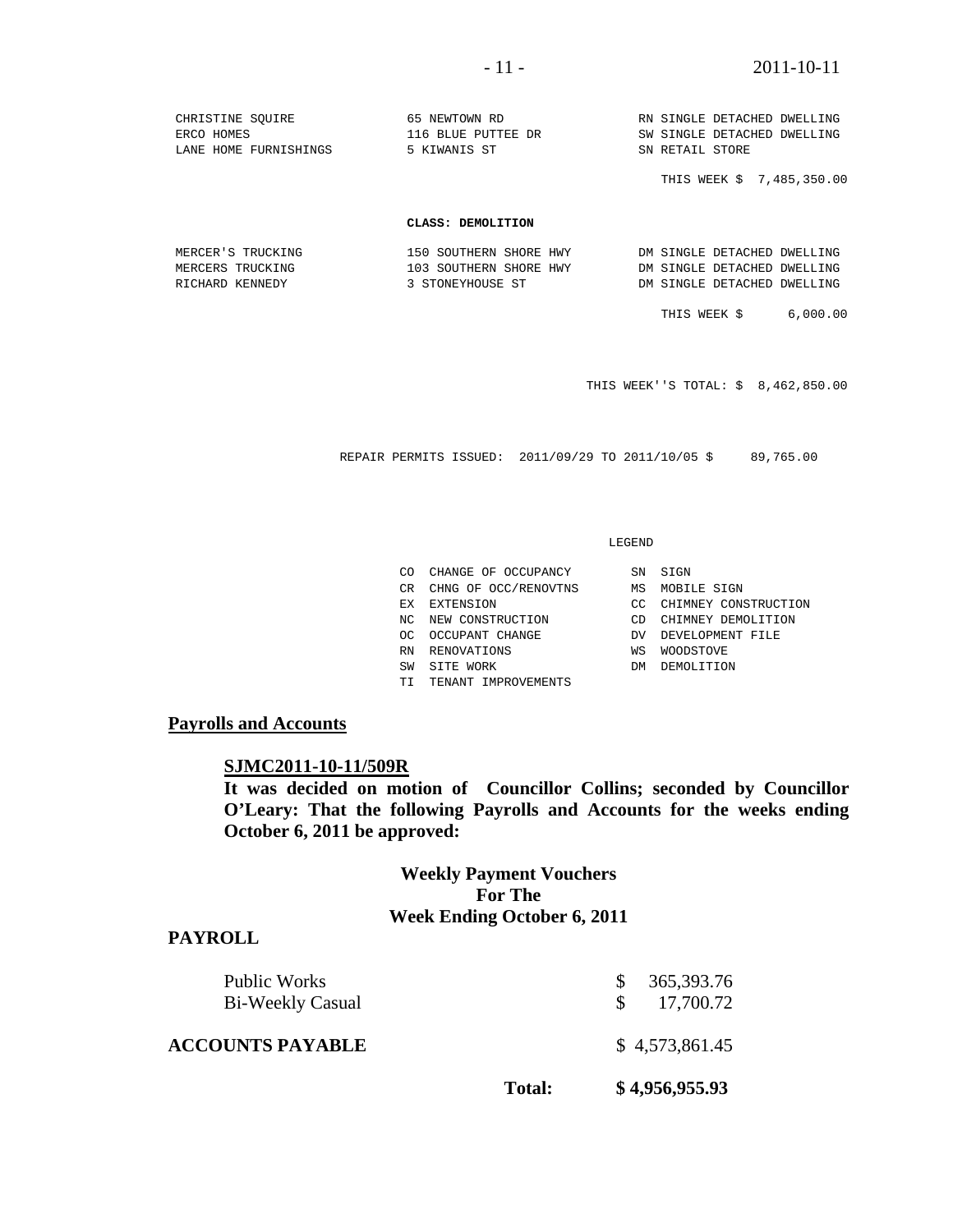| | | |
|---|---|---|
| CHRISTINE SQUIRE | 65 NEWTOWN RD | RN SINGLE DETACHED DWELLING |
| ERCO HOMES | 116 BLUE PUTTEE DR | SW SINGLE DETACHED DWELLING |
| LANE HOME FURNISHINGS | 5 KIWANIS ST | SN RETAIL STORE |

THIS WEEK $ 7,485,350.00

**CLASS: DEMOLITION**

| | | |
|---|---|---|
| MERCER'S TRUCKING | 150 SOUTHERN SHORE HWY | DM SINGLE DETACHED DWELLING |
| MERCERS TRUCKING | 103 SOUTHERN SHORE HWY | DM SINGLE DETACHED DWELLING |
| RICHARD KENNEDY | 3 STONEYHOUSE ST | DM SINGLE DETACHED DWELLING |

THIS WEEK $ 6,000.00

THIS WEEK''S TOTAL: $ 8,462,850.00

REPAIR PERMITS ISSUED: 2011/09/29 TO 2011/10/05 $ 89,765.00

LEGEND

| | | | |
|---|---|---|---|
| CO | CHANGE OF OCCUPANCY | SN | SIGN |
| CR | CHNG OF OCC/RENOVTNS | MS | MOBILE SIGN |
| EX | EXTENSION | CC | CHIMNEY CONSTRUCTION |
| NC | NEW CONSTRUCTION | CD | CHIMNEY DEMOLITION |
| OC | OCCUPANT CHANGE | DV | DEVELOPMENT FILE |
| RN | RENOVATIONS | WS | WOODSTOVE |
| SW | SITE WORK | DM | DEMOLITION |
| TI | TENANT IMPROVEMENTS | | |

## Payrolls and Accounts

**SJMC2011-10-11/509R**

**It was decided on motion of Councillor Collins; seconded by Councillor O'Leary: That the following Payrolls and Accounts for the weeks ending October 6, 2011 be approved:**

**Weekly Payment Vouchers**
**For The**
**Week Ending October 6, 2011**

**PAYROLL**

| | |
|---|---|
| Public Works | $ 365,393.76 |
| Bi-Weekly Casual | $ 17,700.72 |
| **ACCOUNTS PAYABLE** | $ 4,573,861.45 |
| **Total:** | **$ 4,956,955.93** |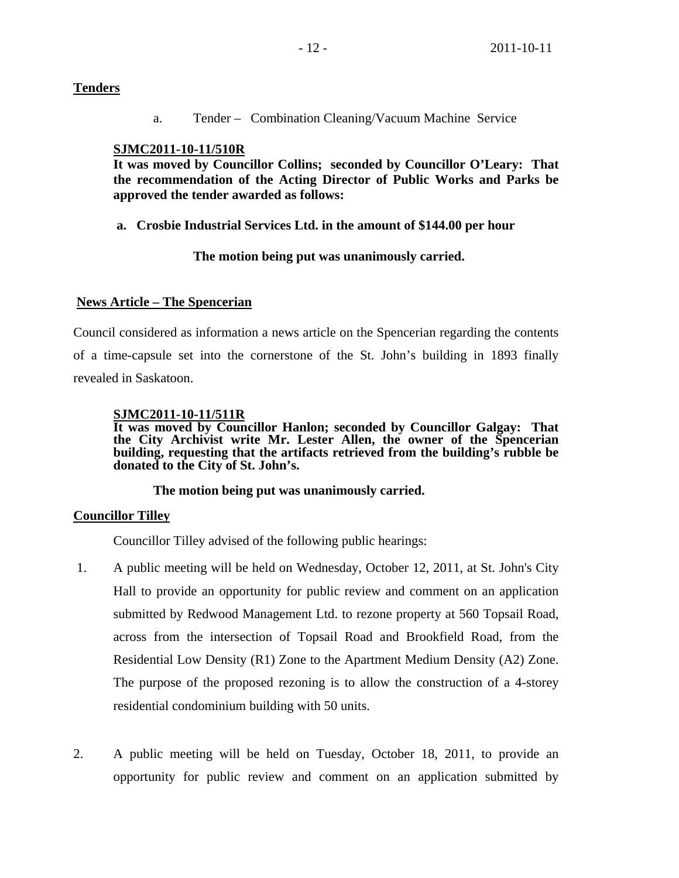**Tenders**

a. Tender – Combination Cleaning/Vacuum Machine Service

**SJMC2011-10-11/510R**

**It was moved by Councillor Collins; seconded by Councillor O'Leary: That the recommendation of the Acting Director of Public Works and Parks be approved the tender awarded as follows:**

**a. Crosbie Industrial Services Ltd. in the amount of $144.00 per hour**

**The motion being put was unanimously carried.**

**News Article – The Spencerian**

Council considered as information a news article on the Spencerian regarding the contents of a time-capsule set into the cornerstone of the St. John's building in 1893 finally revealed in Saskatoon.

**SJMC2011-10-11/511R**

**It was moved by Councillor Hanlon; seconded by Councillor Galgay: That the City Archivist write Mr. Lester Allen, the owner of the Spencerian building, requesting that the artifacts retrieved from the building's rubble be donated to the City of St. John's.**

**The motion being put was unanimously carried.**

**Councillor Tilley**

Councillor Tilley advised of the following public hearings:

1. A public meeting will be held on Wednesday, October 12, 2011, at St. John's City Hall to provide an opportunity for public review and comment on an application submitted by Redwood Management Ltd. to rezone property at 560 Topsail Road, across from the intersection of Topsail Road and Brookfield Road, from the Residential Low Density (R1) Zone to the Apartment Medium Density (A2) Zone. The purpose of the proposed rezoning is to allow the construction of a 4-storey residential condominium building with 50 units.

2. A public meeting will be held on Tuesday, October 18, 2011, to provide an opportunity for public review and comment on an application submitted by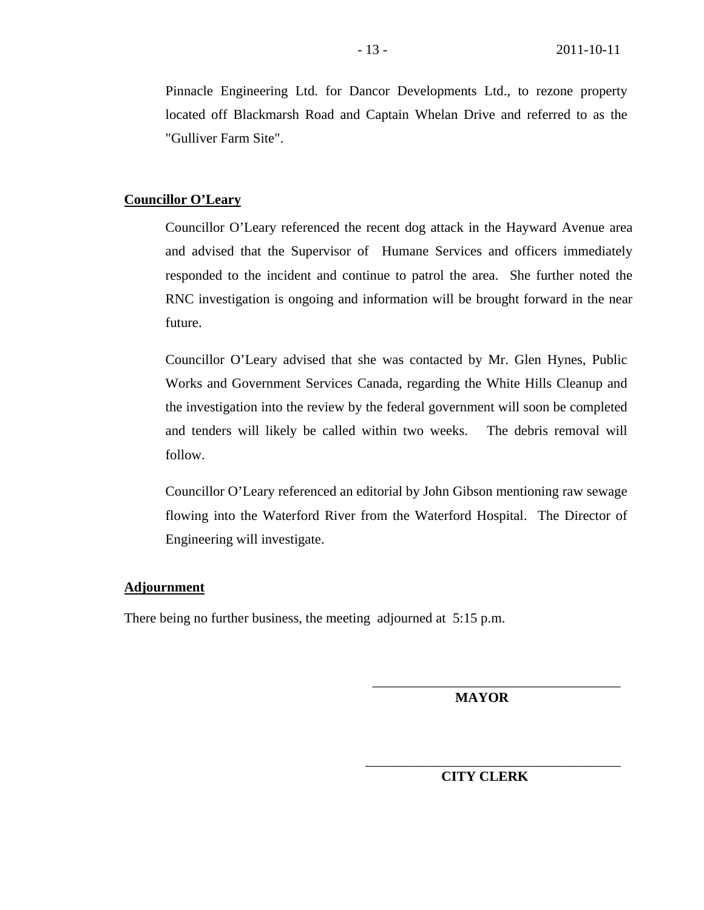Pinnacle Engineering Ltd. for Dancor Developments Ltd., to rezone property located off Blackmarsh Road and Captain Whelan Drive and referred to as the "Gulliver Farm Site".

**Councillor O'Leary**

Councillor O'Leary referenced the recent dog attack in the Hayward Avenue area and advised that the Supervisor of Humane Services and officers immediately responded to the incident and continue to patrol the area. She further noted the RNC investigation is ongoing and information will be brought forward in the near future.

Councillor O'Leary advised that she was contacted by Mr. Glen Hynes, Public Works and Government Services Canada, regarding the White Hills Cleanup and the investigation into the review by the federal government will soon be completed and tenders will likely be called within two weeks. The debris removal will follow.

Councillor O'Leary referenced an editorial by John Gibson mentioning raw sewage flowing into the Waterford River from the Waterford Hospital. The Director of Engineering will investigate.

**Adjournment**

There being no further business, the meeting adjourned at 5:15 p.m.

\_\_\_\_\_\_\_\_\_\_\_\_\_\_\_\_\_\_\_\_\_\_\_\_\_\_\_\_\_\_\_\_\_\_\_\_

**MAYOR**

\_\_\_\_\_\_\_\_\_\_\_\_\_\_\_\_\_\_\_\_\_\_\_\_\_\_\_\_\_\_\_\_\_\_\_\_

**CITY CLERK**